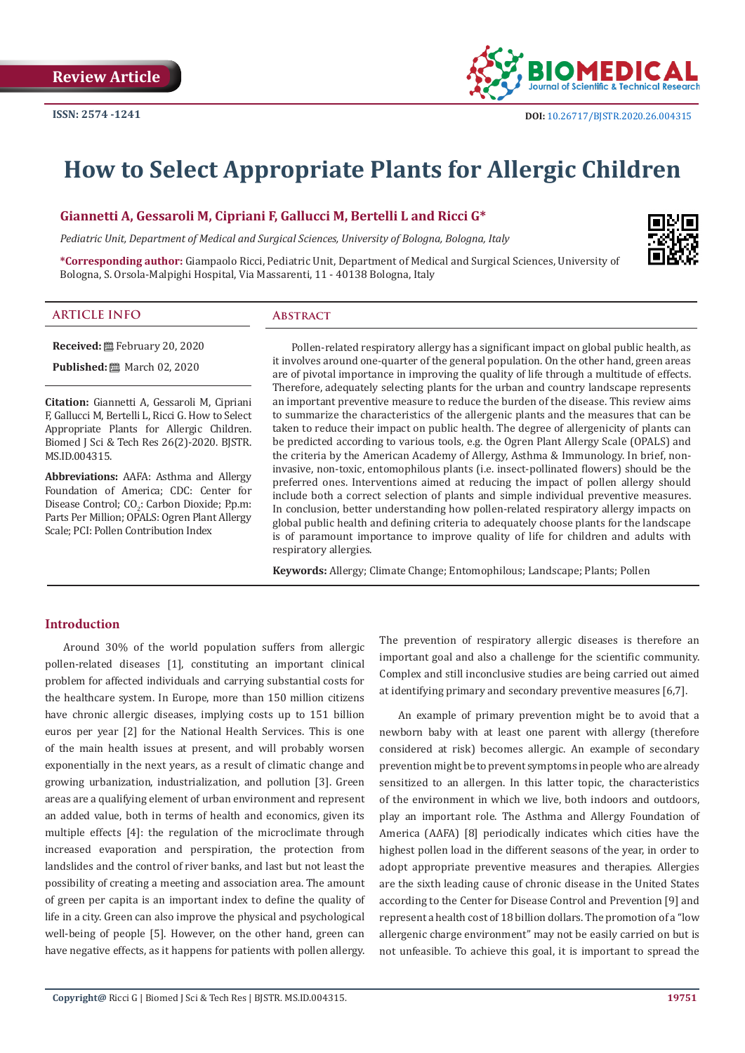Review Article

ISSN: 2574 -1241

DOI: 10.26717/BJSTR.2020.26.004315

# How to Select Appropriate Plants for Allergic Children

**Giannetti A, Gessaroli M, Cipriani F, Gallucci M, Bertelli L and Ricci G***

*Pediatric Unit, Department of Medical and Surgical Sciences, University of Bologna, Bologna, Italy*

**\*Corresponding author:** Giampaolo Ricci, Pediatric Unit, Department of Medical and Surgical Sciences, University of Bologna, S. Orsola-Malpighi Hospital, Via Massarenti, 11 - 40138 Bologna, Italy

## ARTICLE INFO

**Received:** February 20, 2020

**Published:** March 02, 2020

**Citation:** Giannetti A, Gessaroli M, Cipriani F, Gallucci M, Bertelli L, Ricci G. How to Select Appropriate Plants for Allergic Children. Biomed J Sci & Tech Res 26(2)-2020. BJSTR. MS.ID.004315.

**Abbreviations:** AAFA: Asthma and Allergy Foundation of America; CDC: Center for Disease Control; $CO_2$: Carbon Dioxide; P.p.m: Parts Per Million; OPALS: Ogren Plant Allergy Scale; PCI: Pollen Contribution Index

## Abstract

Pollen-related respiratory allergy has a significant impact on global public health, as it involves around one-quarter of the general population. On the other hand, green areas are of pivotal importance in improving the quality of life through a multitude of effects. Therefore, adequately selecting plants for the urban and country landscape represents an important preventive measure to reduce the burden of the disease. This review aims to summarize the characteristics of the allergenic plants and the measures that can be taken to reduce their impact on public health. The degree of allergenicity of plants can be predicted according to various tools, e.g. the Ogren Plant Allergy Scale (OPALS) and the criteria by the American Academy of Allergy, Asthma & Immunology. In brief, non-invasive, non-toxic, entomophilous plants (i.e. insect-pollinated flowers) should be the preferred ones. Interventions aimed at reducing the impact of pollen allergy should include both a correct selection of plants and simple individual preventive measures. In conclusion, better understanding how pollen-related respiratory allergy impacts on global public health and defining criteria to adequately choose plants for the landscape is of paramount importance to improve quality of life for children and adults with respiratory allergies.

**Keywords:** Allergy; Climate Change; Entomophilous; Landscape; Plants; Pollen

## Introduction

Around 30% of the world population suffers from allergic pollen-related diseases [1], constituting an important clinical problem for affected individuals and carrying substantial costs for the healthcare system. In Europe, more than 150 million citizens have chronic allergic diseases, implying costs up to 151 billion euros per year [2] for the National Health Services. This is one of the main health issues at present, and will probably worsen exponentially in the next years, as a result of climatic change and growing urbanization, industrialization, and pollution [3]. Green areas are a qualifying element of urban environment and represent an added value, both in terms of health and economics, given its multiple effects [4]: the regulation of the microclimate through increased evaporation and perspiration, the protection from landslides and the control of river banks, and last but not least the possibility of creating a meeting and association area. The amount of green per capita is an important index to define the quality of life in a city. Green can also improve the physical and psychological well-being of people [5]. However, on the other hand, green can have negative effects, as it happens for patients with pollen allergy.

The prevention of respiratory allergic diseases is therefore an important goal and also a challenge for the scientific community. Complex and still inconclusive studies are being carried out aimed at identifying primary and secondary preventive measures [6,7].

An example of primary prevention might be to avoid that a newborn baby with at least one parent with allergy (therefore considered at risk) becomes allergic. An example of secondary prevention might be to prevent symptoms in people who are already sensitized to an allergen. In this latter topic, the characteristics of the environment in which we live, both indoors and outdoors, play an important role. The Asthma and Allergy Foundation of America (AAFA) [8] periodically indicates which cities have the highest pollen load in the different seasons of the year, in order to adopt appropriate preventive measures and therapies. Allergies are the sixth leading cause of chronic disease in the United States according to the Center for Disease Control and Prevention [9] and represent a health cost of 18 billion dollars. The promotion of a "low allergenic charge environment" may not be easily carried on but is not unfeasible. To achieve this goal, it is important to spread the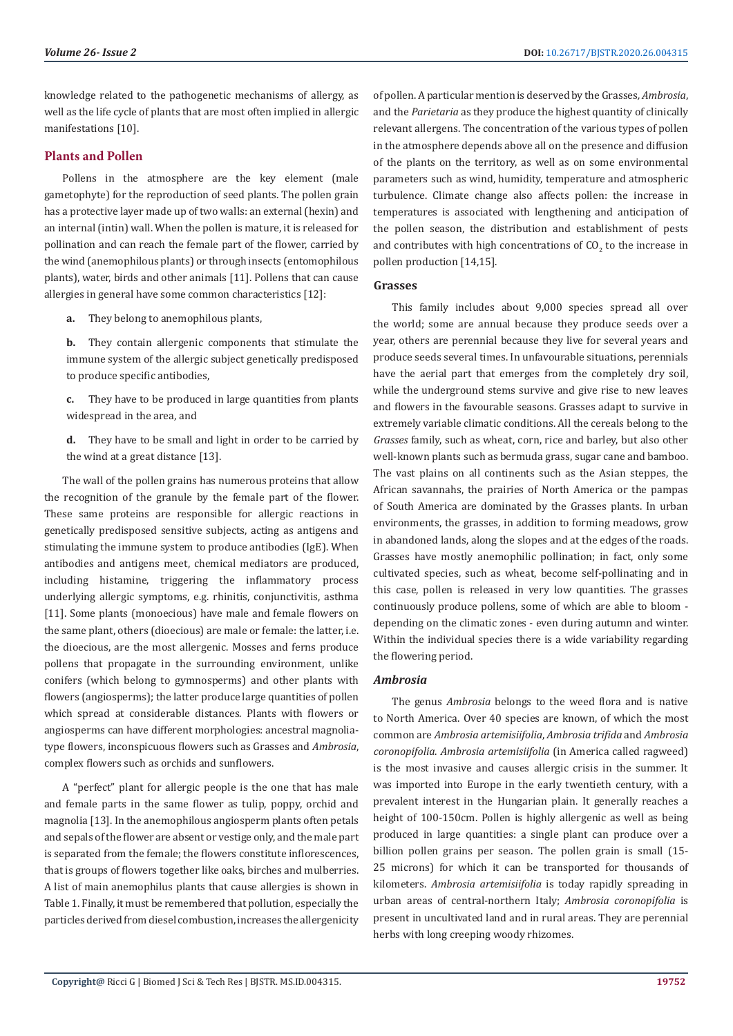knowledge related to the pathogenetic mechanisms of allergy, as well as the life cycle of plants that are most often implied in allergic manifestations [10].

## Plants and Pollen

Pollens in the atmosphere are the key element (male gametophyte) for the reproduction of seed plants. The pollen grain has a protective layer made up of two walls: an external (hexin) and an internal (intin) wall. When the pollen is mature, it is released for pollination and can reach the female part of the flower, carried by the wind (anemophilous plants) or through insects (entomophilous plants), water, birds and other animals [11]. Pollens that can cause allergies in general have some common characteristics [12]:

a. They belong to anemophilous plants,

b. They contain allergenic components that stimulate the immune system of the allergic subject genetically predisposed to produce specific antibodies,

c. They have to be produced in large quantities from plants widespread in the area, and

d. They have to be small and light in order to be carried by the wind at a great distance [13].

The wall of the pollen grains has numerous proteins that allow the recognition of the granule by the female part of the flower. These same proteins are responsible for allergic reactions in genetically predisposed sensitive subjects, acting as antigens and stimulating the immune system to produce antibodies (IgE). When antibodies and antigens meet, chemical mediators are produced, including histamine, triggering the inflammatory process underlying allergic symptoms, e.g. rhinitis, conjunctivitis, asthma [11]. Some plants (monoecious) have male and female flowers on the same plant, others (dioecious) are male or female: the latter, i.e. the dioecious, are the most allergenic. Mosses and ferns produce pollens that propagate in the surrounding environment, unlike conifers (which belong to gymnosperms) and other plants with flowers (angiosperms); the latter produce large quantities of pollen which spread at considerable distances. Plants with flowers or angiosperms can have different morphologies: ancestral magnolia-type flowers, inconspicuous flowers such as Grasses and *Ambrosia*, complex flowers such as orchids and sunflowers.

A "perfect" plant for allergic people is the one that has male and female parts in the same flower as tulip, poppy, orchid and magnolia [13]. In the anemophilous angiosperm plants often petals and sepals of the flower are absent or vestige only, and the male part is separated from the female; the flowers constitute inflorescences, that is groups of flowers together like oaks, birches and mulberries. A list of main anemophilus plants that cause allergies is shown in Table 1. Finally, it must be remembered that pollution, especially the particles derived from diesel combustion, increases the allergenicity of pollen. A particular mention is deserved by the Grasses, *Ambrosia*, and the *Parietaria* as they produce the highest quantity of clinically relevant allergens. The concentration of the various types of pollen in the atmosphere depends above all on the presence and diffusion of the plants on the territory, as well as on some environmental parameters such as wind, humidity, temperature and atmospheric turbulence. Climate change also affects pollen: the increase in temperatures is associated with lengthening and anticipation of the pollen season, the distribution and establishment of pests and contributes with high concentrations of $CO_2$ to the increase in pollen production [14,15].

### Grasses

This family includes about 9,000 species spread all over the world; some are annual because they produce seeds over a year, others are perennial because they live for several years and produce seeds several times. In unfavourable situations, perennials have the aerial part that emerges from the completely dry soil, while the underground stems survive and give rise to new leaves and flowers in the favourable seasons. Grasses adapt to survive in extremely variable climatic conditions. All the cereals belong to the *Grasses* family, such as wheat, corn, rice and barley, but also other well-known plants such as bermuda grass, sugar cane and bamboo. The vast plains on all continents such as the Asian steppes, the African savannahs, the prairies of North America or the pampas of South America are dominated by the Grasses plants. In urban environments, the grasses, in addition to forming meadows, grow in abandoned lands, along the slopes and at the edges of the roads. Grasses have mostly anemophilic pollination; in fact, only some cultivated species, such as wheat, become self-pollinating and in this case, pollen is released in very low quantities. The grasses continuously produce pollens, some of which are able to bloom - depending on the climatic zones - even during autumn and winter. Within the individual species there is a wide variability regarding the flowering period.

### *Ambrosia*

The genus *Ambrosia* belongs to the weed flora and is native to North America. Over 40 species are known, of which the most common are *Ambrosia artemisiifolia*, *Ambrosia trifida* and *Ambrosia coronopifolia*. *Ambrosia artemisiifolia* (in America called ragweed) is the most invasive and causes allergic crisis in the summer. It was imported into Europe in the early twentieth century, with a prevalent interest in the Hungarian plain. It generally reaches a height of 100-150cm. Pollen is highly allergenic as well as being produced in large quantities: a single plant can produce over a billion pollen grains per season. The pollen grain is small (15-25 microns) for which it can be transported for thousands of kilometers. *Ambrosia artemisiifolia* is today rapidly spreading in urban areas of central-northern Italy; *Ambrosia coronopifolia* is present in uncultivated land and in rural areas. They are perennial herbs with long creeping woody rhizomes.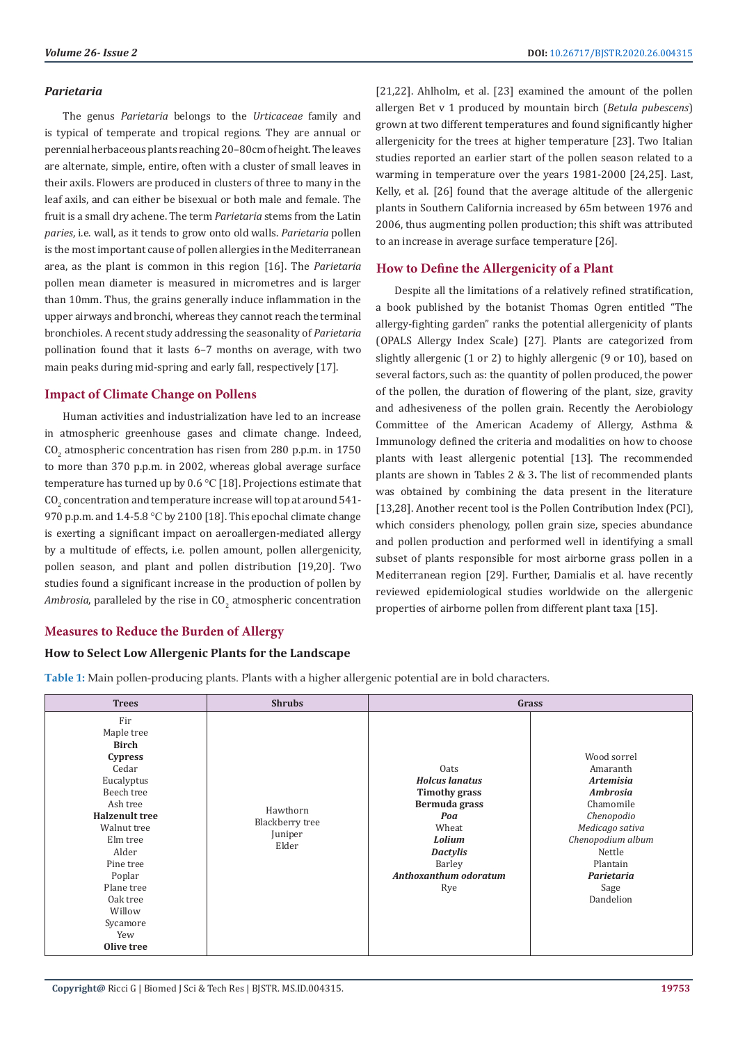### *Parietaria*

The genus *Parietaria* belongs to the *Urticaceae* family and is typical of temperate and tropical regions. They are annual or perennial herbaceous plants reaching 20–80cm of height. The leaves are alternate, simple, entire, often with a cluster of small leaves in their axils. Flowers are produced in clusters of three to many in the leaf axils, and can either be bisexual or both male and female. The fruit is a small dry achene. The term *Parietaria* stems from the Latin *paries*, i.e. wall, as it tends to grow onto old walls. *Parietaria* pollen is the most important cause of pollen allergies in the Mediterranean area, as the plant is common in this region [16]. The *Parietaria* pollen mean diameter is measured in micrometres and is larger than 10mm. Thus, the grains generally induce inflammation in the upper airways and bronchi, whereas they cannot reach the terminal bronchioles. A recent study addressing the seasonality of *Parietaria* pollination found that it lasts 6–7 months on average, with two main peaks during mid-spring and early fall, respectively [17].

## Impact of Climate Change on Pollens

Human activities and industrialization have led to an increase in atmospheric greenhouse gases and climate change. Indeed, $CO_2$ atmospheric concentration has risen from 280 p.p.m. in 1750 to more than 370 p.p.m. in 2002, whereas global average surface temperature has turned up by 0.6 °C [18]. Projections estimate that $CO_2$ concentration and temperature increase will top at around 541-970 p.p.m. and 1.4-5.8 °C by 2100 [18]. This epochal climate change is exerting a significant impact on aeroallergen-mediated allergy by a multitude of effects, i.e. pollen amount, pollen allergenicity, pollen season, and plant and pollen distribution [19,20]. Two studies found a significant increase in the production of pollen by *Ambrosia*, paralleled by the rise in $CO_2$ atmospheric concentration [21,22]. Ahlholm, et al. [23] examined the amount of the pollen allergen Bet v 1 produced by mountain birch (*Betula pubescens*) grown at two different temperatures and found significantly higher allergenicity for the trees at higher temperature [23]. Two Italian studies reported an earlier start of the pollen season related to a warming in temperature over the years 1981-2000 [24,25]. Last, Kelly, et al. [26] found that the average altitude of the allergenic plants in Southern California increased by 65m between 1976 and 2006, thus augmenting pollen production; this shift was attributed to an increase in average surface temperature [26].

## How to Define the Allergenicity of a Plant

Despite all the limitations of a relatively refined stratification, a book published by the botanist Thomas Ogren entitled "The allergy-fighting garden" ranks the potential allergenicity of plants (OPALS Allergy Index Scale) [27]. Plants are categorized from slightly allergenic (1 or 2) to highly allergenic (9 or 10), based on several factors, such as: the quantity of pollen produced, the power of the pollen, the duration of flowering of the plant, size, gravity and adhesiveness of the pollen grain. Recently the Aerobiology Committee of the American Academy of Allergy, Asthma & Immunology defined the criteria and modalities on how to choose plants with least allergenic potential [13]. The recommended plants are shown in Tables 2 & 3. The list of recommended plants was obtained by combining the data present in the literature [13,28]. Another recent tool is the Pollen Contribution Index (PCI), which considers phenology, pollen grain size, species abundance and pollen production and performed well in identifying a small subset of plants responsible for most airborne grass pollen in a Mediterranean region [29]. Further, Damialis et al. have recently reviewed epidemiological studies worldwide on the allergenic properties of airborne pollen from different plant taxa [15].

## Measures to Reduce the Burden of Allergy

### How to Select Low Allergenic Plants for the Landscape

**Table 1:** Main pollen-producing plants. Plants with a higher allergenic potential are in bold characters.

| Trees | Shrubs | Grass | |
|---|---|---|---|
| Fir<br>Maple tree<br>**Birch**<br>**Cypress**<br>Cedar<br>Eucalyptus<br>Beech tree<br>Ash tree<br>**Halzenult tree**<br>Walnut tree<br>Elm tree<br>Alder<br>Pine tree<br>Poplar<br>Plane tree<br>Oak tree<br>Willow<br>Sycamore<br>Yew<br>**Olive tree** | Hawthorn<br>Blackberry tree<br>Juniper<br>Elder | Oats<br>***Holcus lanatus***<br>**Timothy grass**<br>**Bermuda grass**<br>***Poa***<br>Wheat<br>***Lolium***<br>***Dactylis***<br>Barley<br>***Anthoxanthum odoratum***<br>Rye | Wood sorrel<br>Amaranth<br>***Artemisia***<br>***Ambrosia***<br>Chamomile<br>*Chenopodio*<br>*Medicago sativa*<br>*Chenopodium album*<br>Nettle<br>Plantain<br>***Parietaria***<br>Sage<br>Dandelion |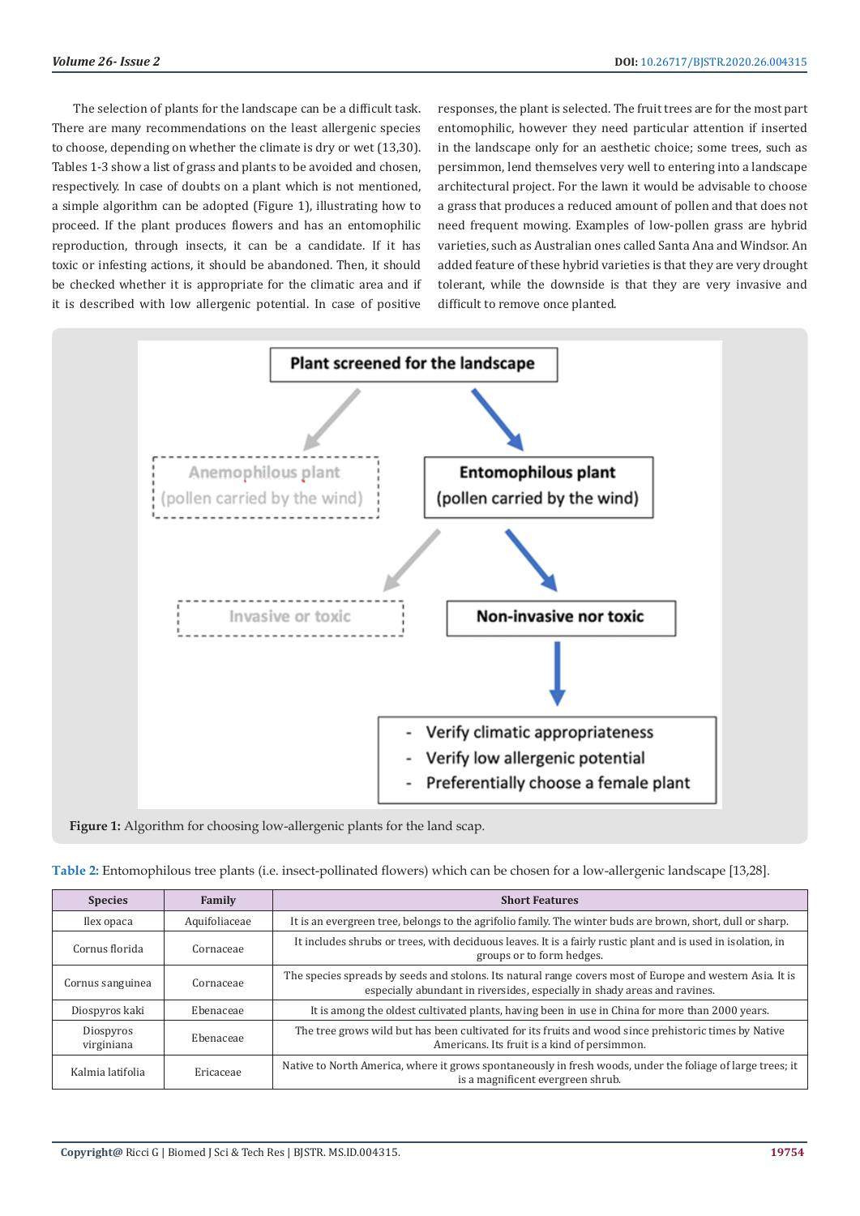The selection of plants for the landscape can be a difficult task. There are many recommendations on the least allergenic species to choose, depending on whether the climate is dry or wet (13,30). Tables 1-3 show a list of grass and plants to be avoided and chosen, respectively. In case of doubts on a plant which is not mentioned, a simple algorithm can be adopted (Figure 1), illustrating how to proceed. If the plant produces flowers and has an entomophilic reproduction, through insects, it can be a candidate. If it has toxic or infesting actions, it should be abandoned. Then, it should be checked whether it is appropriate for the climatic area and if it is described with low allergenic potential. In case of positive responses, the plant is selected. The fruit trees are for the most part entomophilic, however they need particular attention if inserted in the landscape only for an aesthetic choice; some trees, such as persimmon, lend themselves very well to entering into a landscape architectural project. For the lawn it would be advisable to choose a grass that produces a reduced amount of pollen and that does not need frequent mowing. Examples of low-pollen grass are hybrid varieties, such as Australian ones called Santa Ana and Windsor. An added feature of these hybrid varieties is that they are very drought tolerant, while the downside is that they are very invasive and difficult to remove once planted.

Plant screened for the landscape

Anemophilous plant (pollen carried by the wind)

Entomophilous plant (pollen carried by the wind)

Invasive or toxic

Non-invasive nor toxic

- Verify climatic appropriateness
- Verify low allergenic potential
- Preferentially choose a female plant

**Figure 1:** Algorithm for choosing low-allergenic plants for the land scap.

**Table 2:** Entomophilous tree plants (i.e. insect-pollinated flowers) which can be chosen for a low-allergenic landscape [13,28].

| Species | Family | Short Features |
|---|---|---|
| Ilex opaca | Aquifoliaceae | It is an evergreen tree, belongs to the agrifolio family. The winter buds are brown, short, dull or sharp. |
| Cornus florida | Cornaceae | It includes shrubs or trees, with deciduous leaves. It is a fairly rustic plant and is used in isolation, in groups or to form hedges. |
| Cornus sanguinea | Cornaceae | The species spreads by seeds and stolons. Its natural range covers most of Europe and western Asia. It is especially abundant in riversides, especially in shady areas and ravines. |
| Diospyros kaki | Ebenaceae | It is among the oldest cultivated plants, having been in use in China for more than 2000 years. |
| Diospyros virginiana | Ebenaceae | The tree grows wild but has been cultivated for its fruits and wood since prehistoric times by Native Americans. Its fruit is a kind of persimmon. |
| Kalmia latifolia | Ericaceae | Native to North America, where it grows spontaneously in fresh woods, under the foliage of large trees; it is a magnificent evergreen shrub. |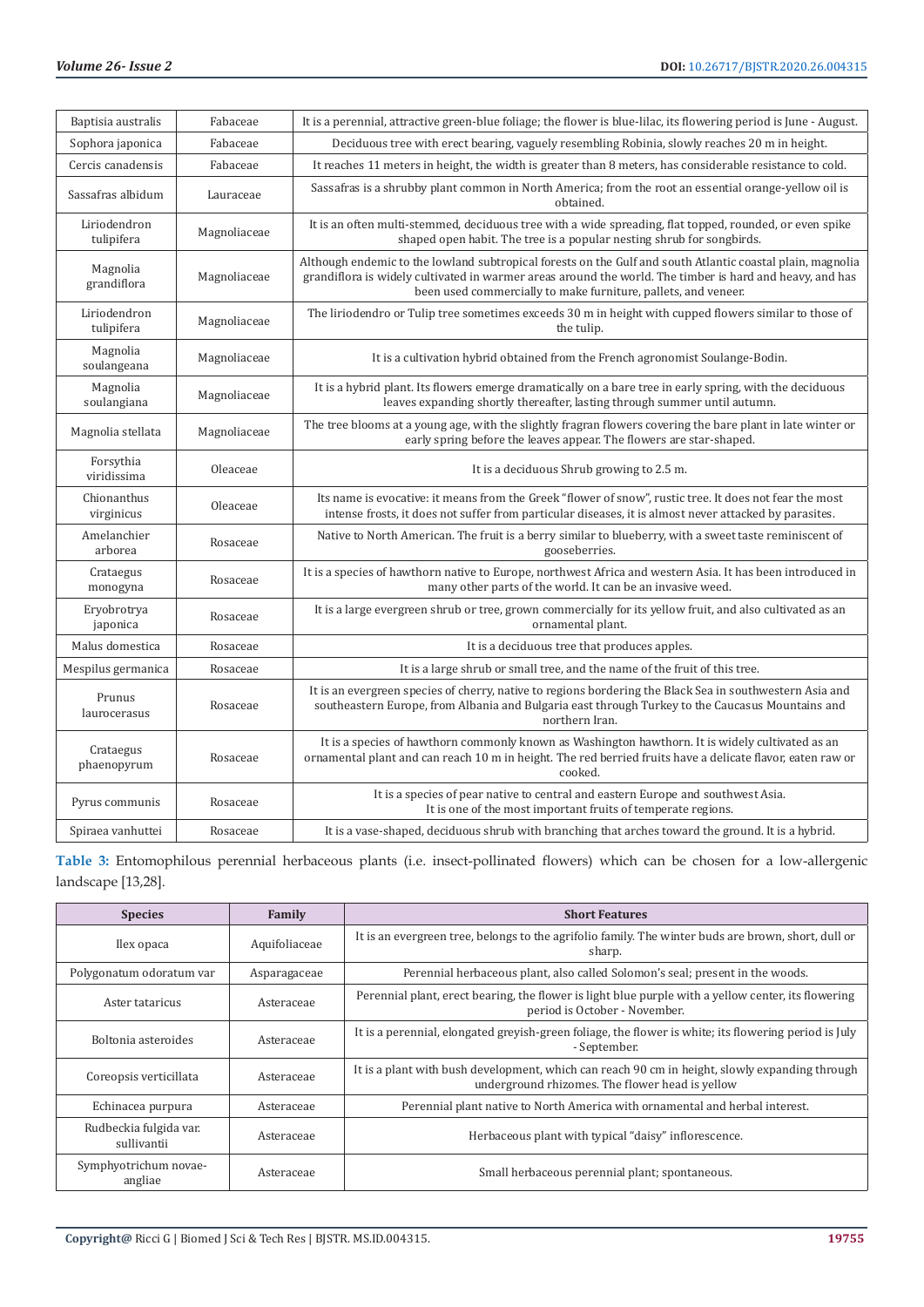| | | |
|---|---|---|
| Baptisia australis | Fabaceae | It is a perennial, attractive green-blue foliage; the flower is blue-lilac, its flowering period is June - August. |
| Sophora japonica | Fabaceae | Deciduous tree with erect bearing, vaguely resembling Robinia, slowly reaches 20 m in height. |
| Cercis canadensis | Fabaceae | It reaches 11 meters in height, the width is greater than 8 meters, has considerable resistance to cold. |
| Sassafras albidum | Lauraceae | Sassafras is a shrubby plant common in North America; from the root an essential orange-yellow oil is obtained. |
| Liriodendron tulipifera | Magnoliaceae | It is an often multi-stemmed, deciduous tree with a wide spreading, flat topped, rounded, or even spike shaped open habit. The tree is a popular nesting shrub for songbirds. |
| Magnolia grandiflora | Magnoliaceae | Although endemic to the lowland subtropical forests on the Gulf and south Atlantic coastal plain, magnolia grandiflora is widely cultivated in warmer areas around the world. The timber is hard and heavy, and has been used commercially to make furniture, pallets, and veneer. |
| Liriodendron tulipifera | Magnoliaceae | The liriodendro or Tulip tree sometimes exceeds 30 m in height with cupped flowers similar to those of the tulip. |
| Magnolia soulangeana | Magnoliaceae | It is a cultivation hybrid obtained from the French agronomist Soulange-Bodin. |
| Magnolia soulangiana | Magnoliaceae | It is a hybrid plant. Its flowers emerge dramatically on a bare tree in early spring, with the deciduous leaves expanding shortly thereafter, lasting through summer until autumn. |
| Magnolia stellata | Magnoliaceae | The tree blooms at a young age, with the slightly fragran flowers covering the bare plant in late winter or early spring before the leaves appear. The flowers are star-shaped. |
| Forsythia viridissima | Oleaceae | It is a deciduous Shrub growing to 2.5 m. |
| Chionanthus virginicus | Oleaceae | Its name is evocative: it means from the Greek "flower of snow", rustic tree. It does not fear the most intense frosts, it does not suffer from particular diseases, it is almost never attacked by parasites. |
| Amelanchier arborea | Rosaceae | Native to North American. The fruit is a berry similar to blueberry, with a sweet taste reminiscent of gooseberries. |
| Crataegus monogyna | Rosaceae | It is a species of hawthorn native to Europe, northwest Africa and western Asia. It has been introduced in many other parts of the world. It can be an invasive weed. |
| Eryobrotrya japonica | Rosaceae | It is a large evergreen shrub or tree, grown commercially for its yellow fruit, and also cultivated as an ornamental plant. |
| Malus domestica | Rosaceae | It is a deciduous tree that produces apples. |
| Mespilus germanica | Rosaceae | It is a large shrub or small tree, and the name of the fruit of this tree. |
| Prunus laurocerasus | Rosaceae | It is an evergreen species of cherry, native to regions bordering the Black Sea in southwestern Asia and southeastern Europe, from Albania and Bulgaria east through Turkey to the Caucasus Mountains and northern Iran. |
| Crataegus phaenopyrum | Rosaceae | It is a species of hawthorn commonly known as Washington hawthorn. It is widely cultivated as an ornamental plant and can reach 10 m in height. The red berried fruits have a delicate flavor, eaten raw or cooked. |
| Pyrus communis | Rosaceae | It is a species of pear native to central and eastern Europe and southwest Asia. It is one of the most important fruits of temperate regions. |
| Spiraea vanhuttei | Rosaceae | It is a vase-shaped, deciduous shrub with branching that arches toward the ground. It is a hybrid. |

**Table 3:** Entomophilous perennial herbaceous plants (i.e. insect-pollinated flowers) which can be chosen for a low-allergenic landscape [13,28].

| Species | Family | Short Features |
|---|---|---|
| Ilex opaca | Aquifoliaceae | It is an evergreen tree, belongs to the agrifolio family. The winter buds are brown, short, dull or sharp. |
| Polygonatum odoratum var | Asparagaceae | Perennial herbaceous plant, also called Solomon's seal; present in the woods. |
| Aster tataricus | Asteraceae | Perennial plant, erect bearing, the flower is light blue purple with a yellow center, its flowering period is October - November. |
| Boltonia asteroides | Asteraceae | It is a perennial, elongated greyish-green foliage, the flower is white; its flowering period is July - September. |
| Coreopsis verticillata | Asteraceae | It is a plant with bush development, which can reach 90 cm in height, slowly expanding through underground rhizomes. The flower head is yellow |
| Echinacea purpura | Asteraceae | Perennial plant native to North America with ornamental and herbal interest. |
| Rudbeckia fulgida var. sullivantii | Asteraceae | Herbaceous plant with typical "daisy" inflorescence. |
| Symphyotrichum novae-angliae | Asteraceae | Small herbaceous perennial plant; spontaneous. |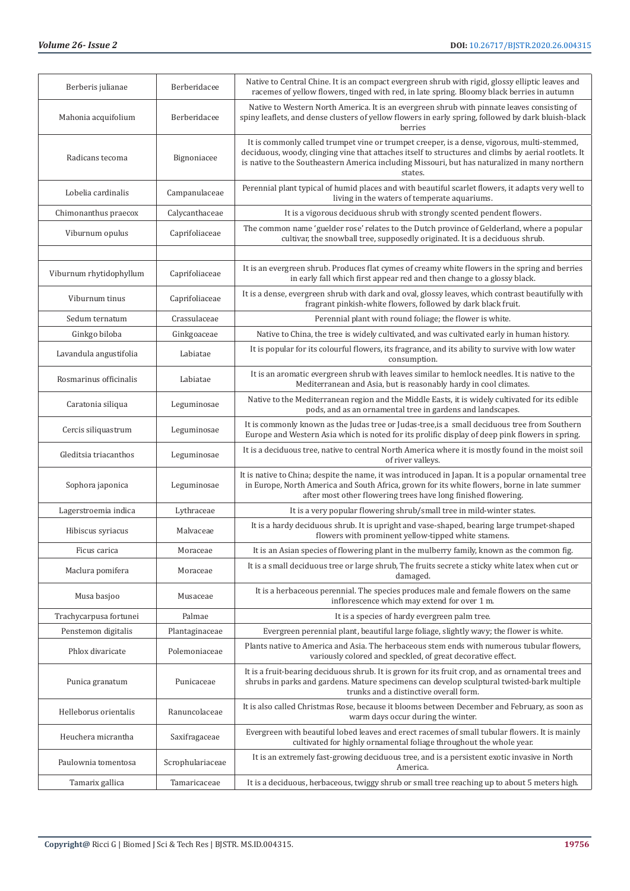| Berberis julianae | Berberidacee | Native to Central Chine. It is an compact evergreen shrub with rigid, glossy elliptic leaves and racemes of yellow flowers, tinged with red, in late spring. Bloomy black berries in autumn |
|---|---|---|
| Mahonia acquifolium | Berberidacee | Native to Western North America. It is an evergreen shrub with pinnate leaves consisting of spiny leaflets, and dense clusters of yellow flowers in early spring, followed by dark bluish-black berries |
| Radicans tecoma | Bignoniacee | It is commonly called trumpet vine or trumpet creeper, is a dense, vigorous, multi-stemmed, deciduous, woody, clinging vine that attaches itself to structures and climbs by aerial rootlets. It is native to the Southeastern America including Missouri, but has naturalized in many northern states. |
| Lobelia cardinalis | Campanulaceae | Perennial plant typical of humid places and with beautiful scarlet flowers, it adapts very well to living in the waters of temperate aquariums. |
| Chimonanthus praecox | Calycanthaceae | It is a vigorous deciduous shrub with strongly scented pendent flowers. |
| Viburnum opulus | Caprifoliaceae | The common name 'guelder rose' relates to the Dutch province of Gelderland, where a popular cultivar, the snowball tree, supposedly originated. It is a deciduous shrub. |
| | | |
| Viburnum rhytidophyllum | Caprifoliaceae | It is an evergreen shrub. Produces flat cymes of creamy white flowers in the spring and berries in early fall which first appear red and then change to a glossy black. |
| Viburnum tinus | Caprifoliaceae | It is a dense, evergreen shrub with dark and oval, glossy leaves, which contrast beautifully with fragrant pinkish-white flowers, followed by dark black fruit. |
| Sedum ternatum | Crassulaceae | Perennial plant with round foliage; the flower is white. |
| Ginkgo biloba | Ginkgoaceae | Native to China, the tree is widely cultivated, and was cultivated early in human history. |
| Lavandula angustifolia | Labiatae | It is popular for its colourful flowers, its fragrance, and its ability to survive with low water consumption. |
| Rosmarinus officinalis | Labiatae | It is an aromatic evergreen shrub with leaves similar to hemlock needles. It is native to the Mediterranean and Asia, but is reasonably hardy in cool climates. |
| Caratonia siliqua | Leguminosae | Native to the Mediterranean region and the Middle Easts, it is widely cultivated for its edible pods, and as an ornamental tree in gardens and landscapes. |
| Cercis siliquastrum | Leguminosae | It is commonly known as the Judas tree or Judas-tree,is a small deciduous tree from Southern Europe and Western Asia which is noted for its prolific display of deep pink flowers in spring. |
| Gleditsia triacanthos | Leguminosae | It is a deciduous tree, native to central North America where it is mostly found in the moist soil of river valleys. |
| Sophora japonica | Leguminosae | It is native to China; despite the name, it was introduced in Japan. It is a popular ornamental tree in Europe, North America and South Africa, grown for its white flowers, borne in late summer after most other flowering trees have long finished flowering. |
| Lagerstroemia indica | Lythraceae | It is a very popular flowering shrub/small tree in mild-winter states. |
| Hibiscus syriacus | Malvaceae | It is a hardy deciduous shrub. It is upright and vase-shaped, bearing large trumpet-shaped flowers with prominent yellow-tipped white stamens. |
| Ficus carica | Moraceae | It is an Asian species of flowering plant in the mulberry family, known as the common fig. |
| Maclura pomifera | Moraceae | It is a small deciduous tree or large shrub, The fruits secrete a sticky white latex when cut or damaged. |
| Musa basjoo | Musaceae | It is a herbaceous perennial. The species produces male and female flowers on the same inflorescence which may extend for over 1 m. |
| Trachycarpusa fortunei | Palmae | It is a species of hardy evergreen palm tree. |
| Penstemon digitalis | Plantaginaceae | Evergreen perennial plant, beautiful large foliage, slightly wavy; the flower is white. |
| Phlox divaricate | Polemoniaceae | Plants native to America and Asia. The herbaceous stem ends with numerous tubular flowers, variously colored and speckled, of great decorative effect. |
| Punica granatum | Punicaceae | It is a fruit-bearing deciduous shrub. It is grown for its fruit crop, and as ornamental trees and shrubs in parks and gardens. Mature specimens can develop sculptural twisted-bark multiple trunks and a distinctive overall form. |
| Helleborus orientalis | Ranuncolaceae | It is also called Christmas Rose, because it blooms between December and February, as soon as warm days occur during the winter. |
| Heuchera micrantha | Saxifragaceae | Evergreen with beautiful lobed leaves and erect racemes of small tubular flowers. It is mainly cultivated for highly ornamental foliage throughout the whole year. |
| Paulownia tomentosa | Scrophulariaceae | It is an extremely fast-growing deciduous tree, and is a persistent exotic invasive in North America. |
| Tamarix gallica | Tamaricaceae | It is a deciduous, herbaceous, twiggy shrub or small tree reaching up to about 5 meters high. |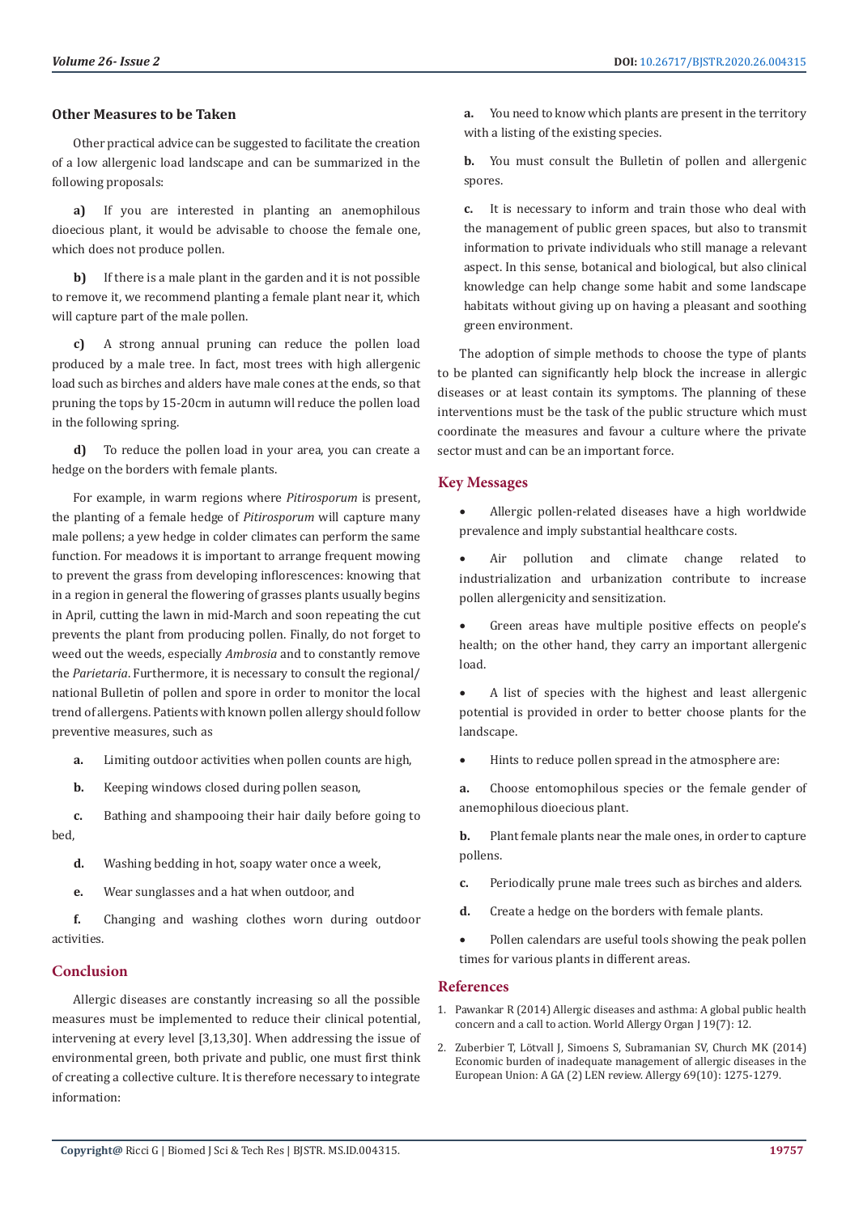## Other Measures to be Taken

Other practical advice can be suggested to facilitate the creation of a low allergenic load landscape and can be summarized in the following proposals:

**a)** If you are interested in planting an anemophilous dioecious plant, it would be advisable to choose the female one, which does not produce pollen.

**b)** If there is a male plant in the garden and it is not possible to remove it, we recommend planting a female plant near it, which will capture part of the male pollen.

**c)** A strong annual pruning can reduce the pollen load produced by a male tree. In fact, most trees with high allergenic load such as birches and alders have male cones at the ends, so that pruning the tops by 15-20cm in autumn will reduce the pollen load in the following spring.

**d)** To reduce the pollen load in your area, you can create a hedge on the borders with female plants.

For example, in warm regions where *Pitirosporum* is present, the planting of a female hedge of *Pitirosporum* will capture many male pollens; a yew hedge in colder climates can perform the same function. For meadows it is important to arrange frequent mowing to prevent the grass from developing inflorescences: knowing that in a region in general the flowering of grasses plants usually begins in April, cutting the lawn in mid-March and soon repeating the cut prevents the plant from producing pollen. Finally, do not forget to weed out the weeds, especially *Ambrosia* and to constantly remove the *Parietaria*. Furthermore, it is necessary to consult the regional/national Bulletin of pollen and spore in order to monitor the local trend of allergens. Patients with known pollen allergy should follow preventive measures, such as

**a.** Limiting outdoor activities when pollen counts are high,

**b.** Keeping windows closed during pollen season,

**c.** Bathing and shampooing their hair daily before going to bed,

**d.** Washing bedding in hot, soapy water once a week,

**e.** Wear sunglasses and a hat when outdoor, and

**f.** Changing and washing clothes worn during outdoor activities.

## Conclusion

Allergic diseases are constantly increasing so all the possible measures must be implemented to reduce their clinical potential, intervening at every level [3,13,30]. When addressing the issue of environmental green, both private and public, one must first think of creating a collective culture. It is therefore necessary to integrate information:

**a.** You need to know which plants are present in the territory with a listing of the existing species.

**b.** You must consult the Bulletin of pollen and allergenic spores.

**c.** It is necessary to inform and train those who deal with the management of public green spaces, but also to transmit information to private individuals who still manage a relevant aspect. In this sense, botanical and biological, but also clinical knowledge can help change some habit and some landscape habitats without giving up on having a pleasant and soothing green environment.

The adoption of simple methods to choose the type of plants to be planted can significantly help block the increase in allergic diseases or at least contain its symptoms. The planning of these interventions must be the task of the public structure which must coordinate the measures and favour a culture where the private sector must and can be an important force.

## Key Messages

- Allergic pollen-related diseases have a high worldwide prevalence and imply substantial healthcare costs.
- Air pollution and climate change related to industrialization and urbanization contribute to increase pollen allergenicity and sensitization.
- Green areas have multiple positive effects on people's health; on the other hand, they carry an important allergenic load.
- A list of species with the highest and least allergenic potential is provided in order to better choose plants for the landscape.
- Hints to reduce pollen spread in the atmosphere are:

**a.** Choose entomophilous species or the female gender of anemophilous dioecious plant.

**b.** Plant female plants near the male ones, in order to capture pollens.

**c.** Periodically prune male trees such as birches and alders.

**d.** Create a hedge on the borders with female plants.

- Pollen calendars are useful tools showing the peak pollen times for various plants in different areas.

## References

1. Pawankar R (2014) Allergic diseases and asthma: A global public health concern and a call to action. World Allergy Organ J 19(7): 12.
2. Zuberbier T, Lötvall J, Simoens S, Subramanian SV, Church MK (2014) Economic burden of inadequate management of allergic diseases in the European Union: A GA (2) LEN review. Allergy 69(10): 1275-1279.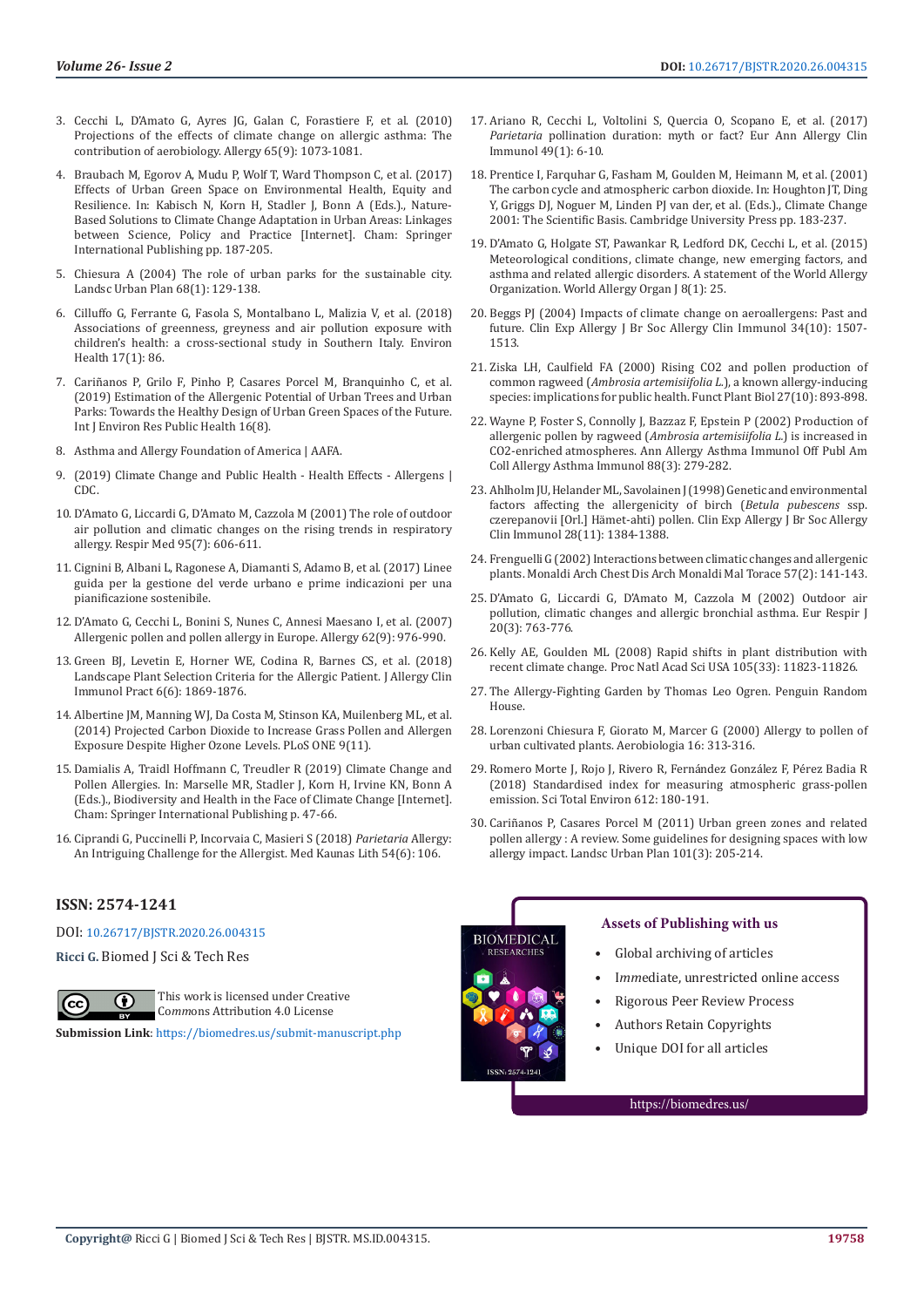3. Cecchi L, D'Amato G, Ayres JG, Galan C, Forastiere F, et al. (2010) Projections of the effects of climate change on allergic asthma: The contribution of aerobiology. Allergy 65(9): 1073-1081.

4. Braubach M, Egorov A, Mudu P, Wolf T, Ward Thompson C, et al. (2017) Effects of Urban Green Space on Environmental Health, Equity and Resilience. In: Kabisch N, Korn H, Stadler J, Bonn A (Eds.)., Nature-Based Solutions to Climate Change Adaptation in Urban Areas: Linkages between Science, Policy and Practice [Internet]. Cham: Springer International Publishing pp. 187-205.

5. Chiesura A (2004) The role of urban parks for the sustainable city. Landsc Urban Plan 68(1): 129-138.

6. Cilluffo G, Ferrante G, Fasola S, Montalbano L, Malizia V, et al. (2018) Associations of greenness, greyness and air pollution exposure with children's health: a cross-sectional study in Southern Italy. Environ Health 17(1): 86.

7. Cariñanos P, Grilo F, Pinho P, Casares Porcel M, Branquinho C, et al. (2019) Estimation of the Allergenic Potential of Urban Trees and Urban Parks: Towards the Healthy Design of Urban Green Spaces of the Future. Int J Environ Res Public Health 16(8).

8. Asthma and Allergy Foundation of America | AAFA.

9. (2019) Climate Change and Public Health - Health Effects - Allergens | CDC.

10. D'Amato G, Liccardi G, D'Amato M, Cazzola M (2001) The role of outdoor air pollution and climatic changes on the rising trends in respiratory allergy. Respir Med 95(7): 606-611.

11. Cignini B, Albani L, Ragonese A, Diamanti S, Adamo B, et al. (2017) Linee guida per la gestione del verde urbano e prime indicazioni per una pianificazione sostenibile.

12. D'Amato G, Cecchi L, Bonini S, Nunes C, Annesi Maesano I, et al. (2007) Allergenic pollen and pollen allergy in Europe. Allergy 62(9): 976-990.

13. Green BJ, Levetin E, Horner WE, Codina R, Barnes CS, et al. (2018) Landscape Plant Selection Criteria for the Allergic Patient. J Allergy Clin Immunol Pract 6(6): 1869-1876.

14. Albertine JM, Manning WJ, Da Costa M, Stinson KA, Muilenberg ML, et al. (2014) Projected Carbon Dioxide to Increase Grass Pollen and Allergen Exposure Despite Higher Ozone Levels. PLoS ONE 9(11).

15. Damialis A, Traidl Hoffmann C, Treudler R (2019) Climate Change and Pollen Allergies. In: Marselle MR, Stadler J, Korn H, Irvine KN, Bonn A (Eds.)., Biodiversity and Health in the Face of Climate Change [Internet]. Cham: Springer International Publishing p. 47-66.

16. Ciprandi G, Puccinelli P, Incorvaia C, Masieri S (2018) *Parietaria* Allergy: An Intriguing Challenge for the Allergist. Med Kaunas Lith 54(6): 106.

17. Ariano R, Cecchi L, Voltolini S, Quercia O, Scopano E, et al. (2017) *Parietaria* pollination duration: myth or fact? Eur Ann Allergy Clin Immunol 49(1): 6-10.

18. Prentice I, Farquhar G, Fasham M, Goulden M, Heimann M, et al. (2001) The carbon cycle and atmospheric carbon dioxide. In: Houghton JT, Ding Y, Griggs DJ, Noguer M, Linden PJ van der, et al. (Eds.)., Climate Change 2001: The Scientific Basis. Cambridge University Press pp. 183-237.

19. D'Amato G, Holgate ST, Pawankar R, Ledford DK, Cecchi L, et al. (2015) Meteorological conditions, climate change, new emerging factors, and asthma and related allergic disorders. A statement of the World Allergy Organization. World Allergy Organ J 8(1): 25.

20. Beggs PJ (2004) Impacts of climate change on aeroallergens: Past and future. Clin Exp Allergy J Br Soc Allergy Clin Immunol 34(10): 1507-1513.

21. Ziska LH, Caulfield FA (2000) Rising CO2 and pollen production of common ragweed (*Ambrosia artemisiifolia L.*), a known allergy-inducing species: implications for public health. Funct Plant Biol 27(10): 893-898.

22. Wayne P, Foster S, Connolly J, Bazzaz F, Epstein P (2002) Production of allergenic pollen by ragweed (*Ambrosia artemisiifolia L.*) is increased in CO2-enriched atmospheres. Ann Allergy Asthma Immunol Off Publ Am Coll Allergy Asthma Immunol 88(3): 279-282.

23. Ahlholm JU, Helander ML, Savolainen J (1998) Genetic and environmental factors affecting the allergenicity of birch (*Betula pubescens* ssp. czerepanovii [Orl.] Hämet-ahti) pollen. Clin Exp Allergy J Br Soc Allergy Clin Immunol 28(11): 1384-1388.

24. Frenguelli G (2002) Interactions between climatic changes and allergenic plants. Monaldi Arch Chest Dis Arch Monaldi Mal Torace 57(2): 141-143.

25. D'Amato G, Liccardi G, D'Amato M, Cazzola M (2002) Outdoor air pollution, climatic changes and allergic bronchial asthma. Eur Respir J 20(3): 763-776.

26. Kelly AE, Goulden ML (2008) Rapid shifts in plant distribution with recent climate change. Proc Natl Acad Sci USA 105(33): 11823-11826.

27. The Allergy-Fighting Garden by Thomas Leo Ogren. Penguin Random House.

28. Lorenzoni Chiesura F, Giorato M, Marcer G (2000) Allergy to pollen of urban cultivated plants. Aerobiologia 16: 313-316.

29. Romero Morte J, Rojo J, Rivero R, Fernández González F, Pérez Badia R (2018) Standardised index for measuring atmospheric grass-pollen emission. Sci Total Environ 612: 180-191.

30. Cariñanos P, Casares Porcel M (2011) Urban green zones and related pollen allergy : A review. Some guidelines for designing spaces with low allergy impact. Landsc Urban Plan 101(3): 205-214.

**ISSN: 2574-1241**

DOI: 10.26717/BJSTR.2020.26.004315

**Ricci G.** Biomed J Sci & Tech Res

This work is licensed under Creative Commons Attribution 4.0 License

**Submission Link**: https://biomedres.us/submit-manuscript.php

**Assets of Publishing with us**

- Global archiving of articles
- Immediate, unrestricted online access
- Rigorous Peer Review Process
- Authors Retain Copyrights
- Unique DOI for all articles

https://biomedres.us/